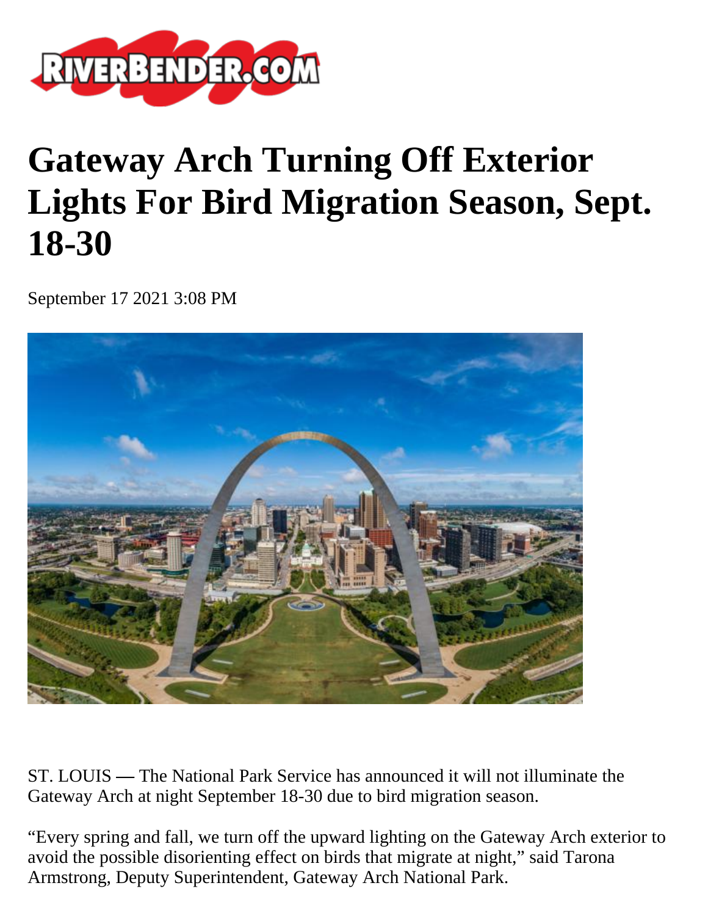# Gateway Arch Turning Off Exterior Lights For Bird Migration Season, Sept. 18-30

September 17 2021 3:08 PM

ST. LOUIS — The National Park Service has announced it will not illuminate the Gateway Arch at night September 18-30 due to bird migration season.

"Every spring and fall, we turn off the upward lighting on the Gateway Arch exterior to avoid the possible disorienting effect on birds that migrate at night," said Tarona Armstrong, Deputy Superintendent, Gateway Arch National Park.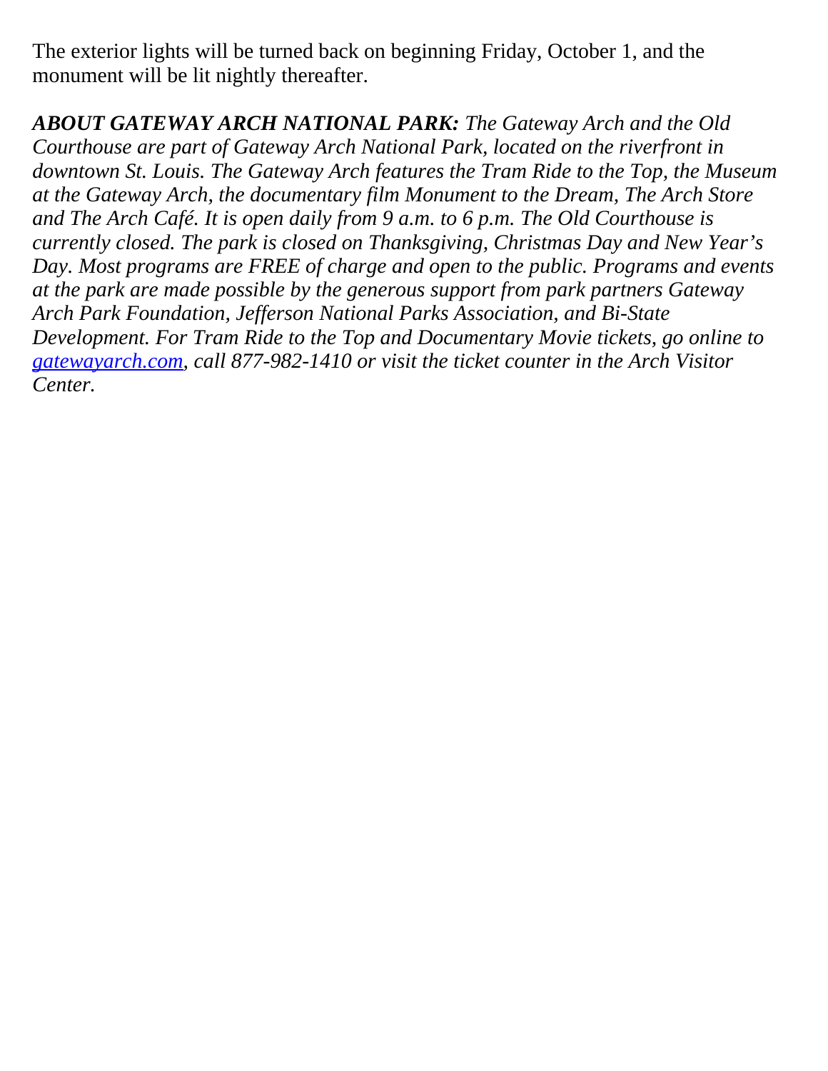The exterior lights will be turned back on beginning Friday, October 1, and the monument will be lit nightly thereafter.

***ABOUT GATEWAY ARCH NATIONAL PARK:*** *The Gateway Arch and the Old Courthouse are part of Gateway Arch National Park, located on the riverfront in downtown St. Louis. The Gateway Arch features the Tram Ride to the Top, the Museum at the Gateway Arch, the documentary film Monument to the Dream, The Arch Store and The Arch Café. It is open daily from 9 a.m. to 6 p.m. The Old Courthouse is currently closed. The park is closed on Thanksgiving, Christmas Day and New Year's Day. Most programs are FREE of charge and open to the public. Programs and events at the park are made possible by the generous support from park partners Gateway Arch Park Foundation, Jefferson National Parks Association, and Bi-State Development. For Tram Ride to the Top and Documentary Movie tickets, go online to [gatewayarch.com](gatewayarch.com), call 877-982-1410 or visit the ticket counter in the Arch Visitor Center.*